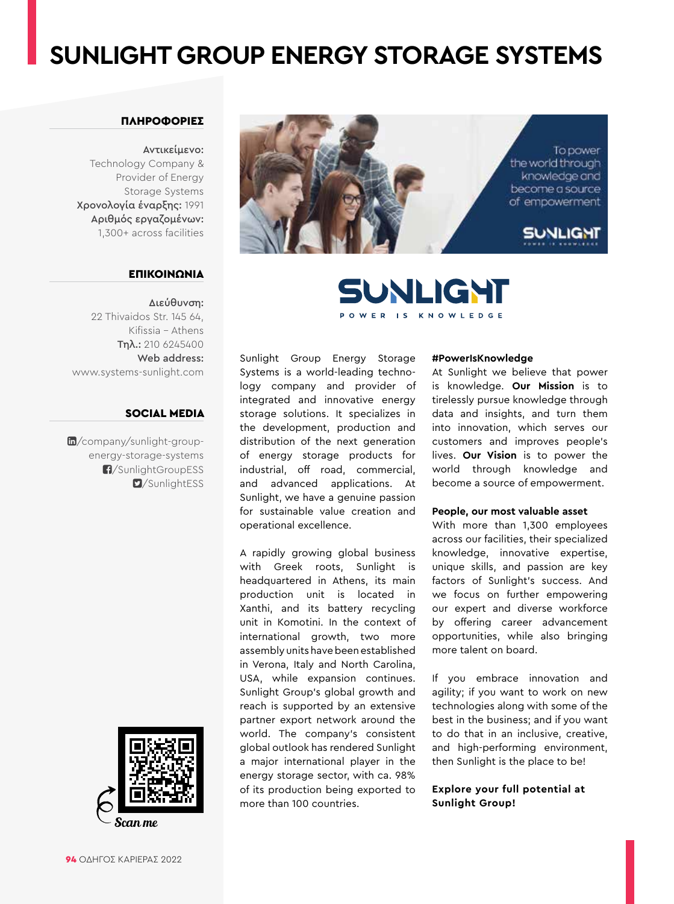# SUNLIGHT GROUP ENERGY STORAGE SYSTEMS

### ΠΛΗΡΟΦΟΡΙΕΣ

**Αντικείμενο:** Technology Company & Provider of Energy Storage Systems
**Χρονολογία έναρξης:** 1991
**Αριθμός εργαζομένων:** 1,300+ across facilities

### ΕΠΙΚΟΙΝΩΝΙΑ

**Διεύθυνση:** 22 Thivaidos Str. 145 64, Kifissia – Athens
**Τηλ.:** 210 6245400
**Web address:** www.systems-sunlight.com

### SOCIAL MEDIA

/company/sunlight-group-energy-storage-systems
/SunlightGroupESS
/SunlightESS

Scan me

To power the world through knowledge and become a source of empowerment

SUNLIGHT
POWER IS KNOWLEDGE

Sunlight Group Energy Storage Systems is a world-leading technology company and provider of integrated and innovative energy storage solutions. It specializes in the development, production and distribution of the next generation of energy storage products for industrial, off road, commercial, and advanced applications. At Sunlight, we have a genuine passion for sustainable value creation and operational excellence.

A rapidly growing global business with Greek roots, Sunlight is headquartered in Athens, its main production unit is located in Xanthi, and its battery recycling unit in Komotini. In the context of international growth, two more assembly units have been established in Verona, Italy and North Carolina, USA, while expansion continues. Sunlight Group's global growth and reach is supported by an extensive partner export network around the world. The company's consistent global outlook has rendered Sunlight a major international player in the energy storage sector, with ca. 98% of its production being exported to more than 100 countries.

**#PowerIsKnowledge**
At Sunlight we believe that power is knowledge. **Our Mission** is to tirelessly pursue knowledge through data and insights, and turn them into innovation, which serves our customers and improves people's lives. **Our Vision** is to power the world through knowledge and become a source of empowerment.

**People, our most valuable asset**
With more than 1,300 employees across our facilities, their specialized knowledge, innovative expertise, unique skills, and passion are key factors of Sunlight's success. And we focus on further empowering our expert and diverse workforce by offering career advancement opportunities, while also bringing more talent on board.

If you embrace innovation and agility; if you want to work on new technologies along with some of the best in the business; and if you want to do that in an inclusive, creative, and high-performing environment, then Sunlight is the place to be!

**Explore your full potential at Sunlight Group!**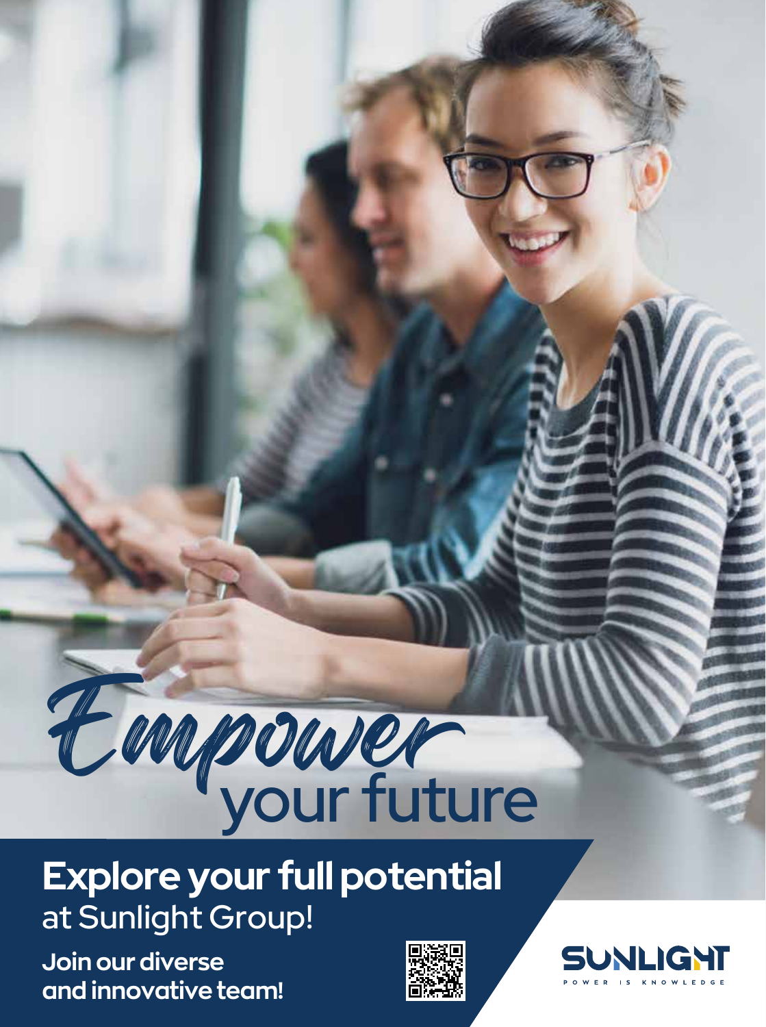# Empower your future

## Explore your full potential at Sunlight Group!

**Join our diverse and innovative team!**

SUNLIGHT
POWER IS KNOWLEDGE